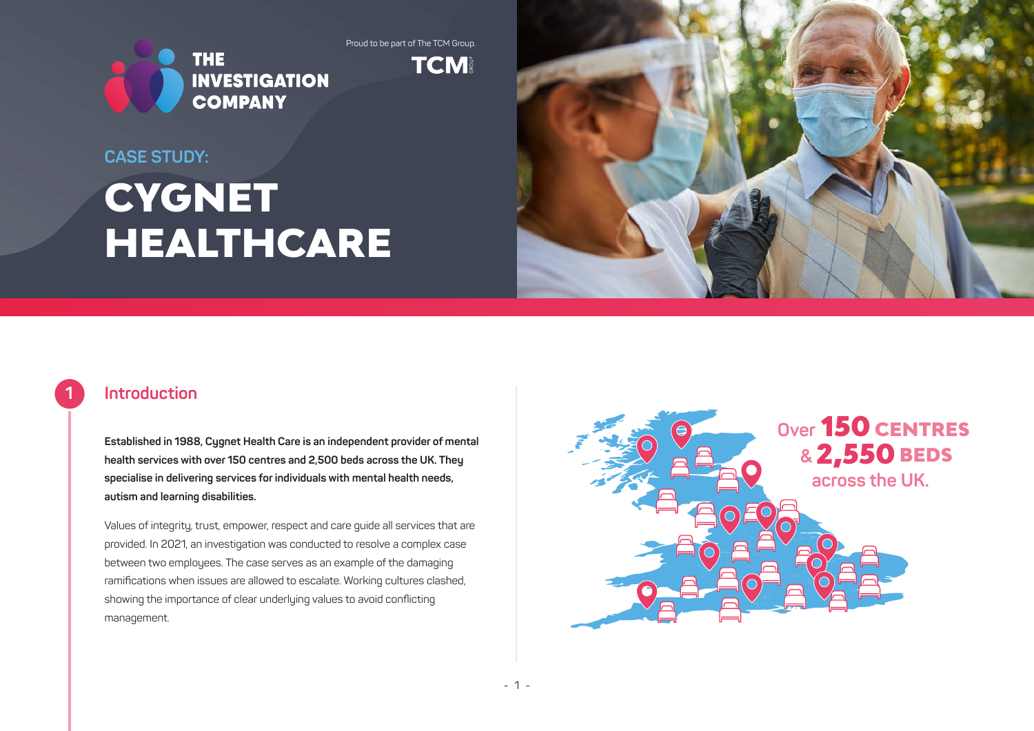THE INVESTIGATION COMPANY

Proud to be part of The TCM Group.

TCM GROUP

## CASE STUDY:

# CYGNET HEALTHCARE

## 1 Introduction

**Established in 1988, Cygnet Health Care is an independent provider of mental health services with over 150 centres and 2,500 beds across the UK. They specialise in delivering services for individuals with mental health needs, autism and learning disabilities.**

Values of integrity, trust, empower, respect and care guide all services that are provided. In 2021, an investigation was conducted to resolve a complex case between two employees. The case serves as an example of the damaging ramifications when issues are allowed to escalate. Working cultures clashed, showing the importance of clear underlying values to avoid conflicting management.

Over **150** CENTRES & **2,550** BEDS across the UK.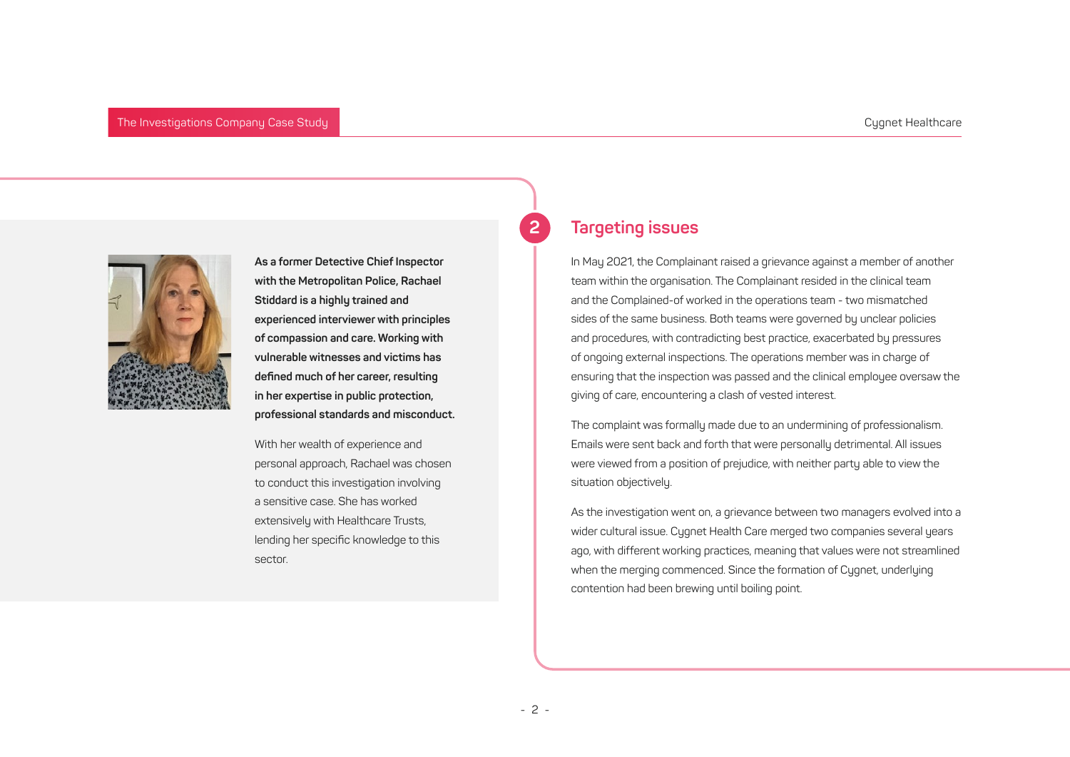**As a former Detective Chief Inspector with the Metropolitan Police, Rachael Stiddard is a highly trained and experienced interviewer with principles of compassion and care. Working with vulnerable witnesses and victims has defined much of her career, resulting in her expertise in public protection, professional standards and misconduct.**

With her wealth of experience and personal approach, Rachael was chosen to conduct this investigation involving a sensitive case. She has worked extensively with Healthcare Trusts, lending her specific knowledge to this sector.

## 2 Targeting issues

In May 2021, the Complainant raised a grievance against a member of another team within the organisation. The Complainant resided in the clinical team and the Complained-of worked in the operations team - two mismatched sides of the same business. Both teams were governed by unclear policies and procedures, with contradicting best practice, exacerbated by pressures of ongoing external inspections. The operations member was in charge of ensuring that the inspection was passed and the clinical employee oversaw the giving of care, encountering a clash of vested interest.

The complaint was formally made due to an undermining of professionalism. Emails were sent back and forth that were personally detrimental. All issues were viewed from a position of prejudice, with neither party able to view the situation objectively.

As the investigation went on, a grievance between two managers evolved into a wider cultural issue. Cygnet Health Care merged two companies several years ago, with different working practices, meaning that values were not streamlined when the merging commenced. Since the formation of Cygnet, underlying contention had been brewing until boiling point.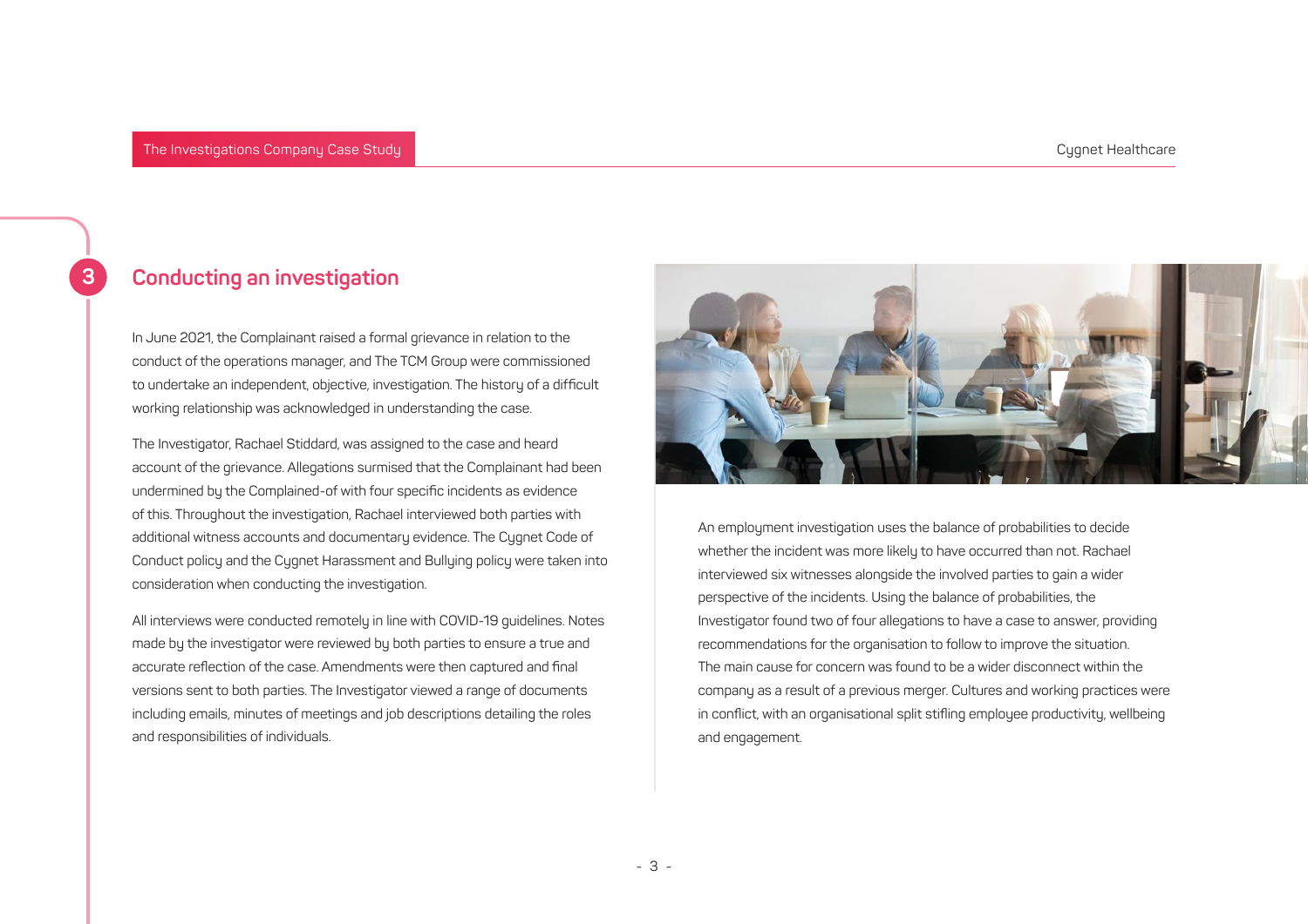## 3 Conducting an investigation

In June 2021, the Complainant raised a formal grievance in relation to the conduct of the operations manager, and The TCM Group were commissioned to undertake an independent, objective, investigation. The history of a difficult working relationship was acknowledged in understanding the case.

The Investigator, Rachael Stiddard, was assigned to the case and heard account of the grievance. Allegations surmised that the Complainant had been undermined by the Complained-of with four specific incidents as evidence of this. Throughout the investigation, Rachael interviewed both parties with additional witness accounts and documentary evidence. The Cygnet Code of Conduct policy and the Cygnet Harassment and Bullying policy were taken into consideration when conducting the investigation.

All interviews were conducted remotely in line with COVID-19 guidelines. Notes made by the investigator were reviewed by both parties to ensure a true and accurate reflection of the case. Amendments were then captured and final versions sent to both parties. The Investigator viewed a range of documents including emails, minutes of meetings and job descriptions detailing the roles and responsibilities of individuals.

An employment investigation uses the balance of probabilities to decide whether the incident was more likely to have occurred than not. Rachael interviewed six witnesses alongside the involved parties to gain a wider perspective of the incidents. Using the balance of probabilities, the Investigator found two of four allegations to have a case to answer, providing recommendations for the organisation to follow to improve the situation. The main cause for concern was found to be a wider disconnect within the company as a result of a previous merger. Cultures and working practices were in conflict, with an organisational split stifling employee productivity, wellbeing and engagement.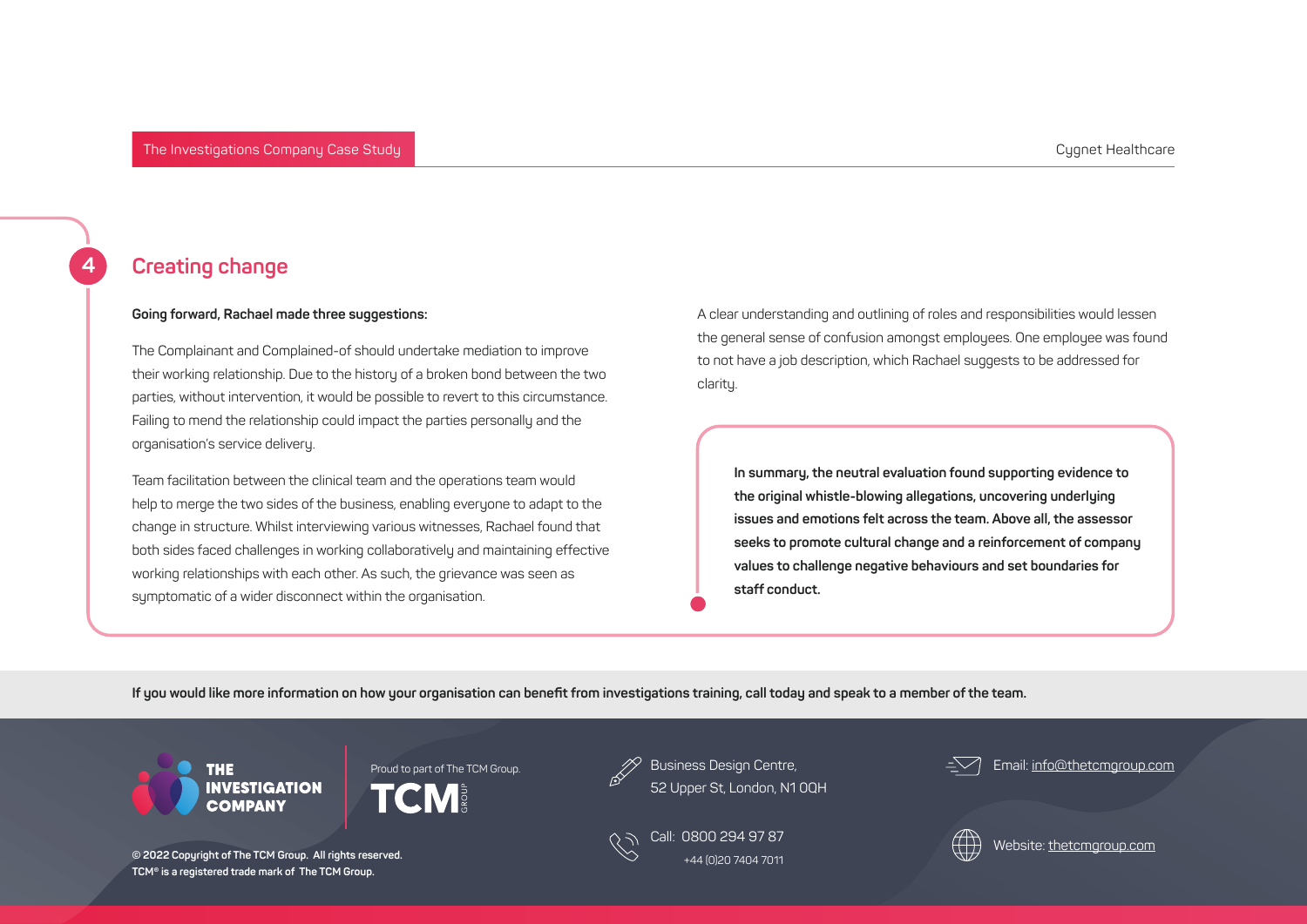## 4 Creating change

**Going forward, Rachael made three suggestions:**

The Complainant and Complained-of should undertake mediation to improve their working relationship. Due to the history of a broken bond between the two parties, without intervention, it would be possible to revert to this circumstance. Failing to mend the relationship could impact the parties personally and the organisation's service delivery.

Team facilitation between the clinical team and the operations team would help to merge the two sides of the business, enabling everyone to adapt to the change in structure. Whilst interviewing various witnesses, Rachael found that both sides faced challenges in working collaboratively and maintaining effective working relationships with each other. As such, the grievance was seen as symptomatic of a wider disconnect within the organisation.

A clear understanding and outlining of roles and responsibilities would lessen the general sense of confusion amongst employees. One employee was found to not have a job description, which Rachael suggests to be addressed for clarity.

**In summary, the neutral evaluation found supporting evidence to the original whistle-blowing allegations, uncovering underlying issues and emotions felt across the team. Above all, the assessor seeks to promote cultural change and a reinforcement of company values to challenge negative behaviours and set boundaries for staff conduct.**

**If you would like more information on how your organisation can benefit from investigations training, call today and speak to a member of the team.**

THE INVESTIGATION COMPANY

Proud to part of The TCM Group.

TCM GROUP

Business Design Centre,
52 Upper St, London, N1 0QH

Call: 0800 294 97 87
+44 (0)20 7404 7011

Email: info@thetcmgroup.com

Website: thetcmgroup.com

**© 2022 Copyright of The TCM Group. All rights reserved.**
**TCM® is a registered trade mark of The TCM Group.**